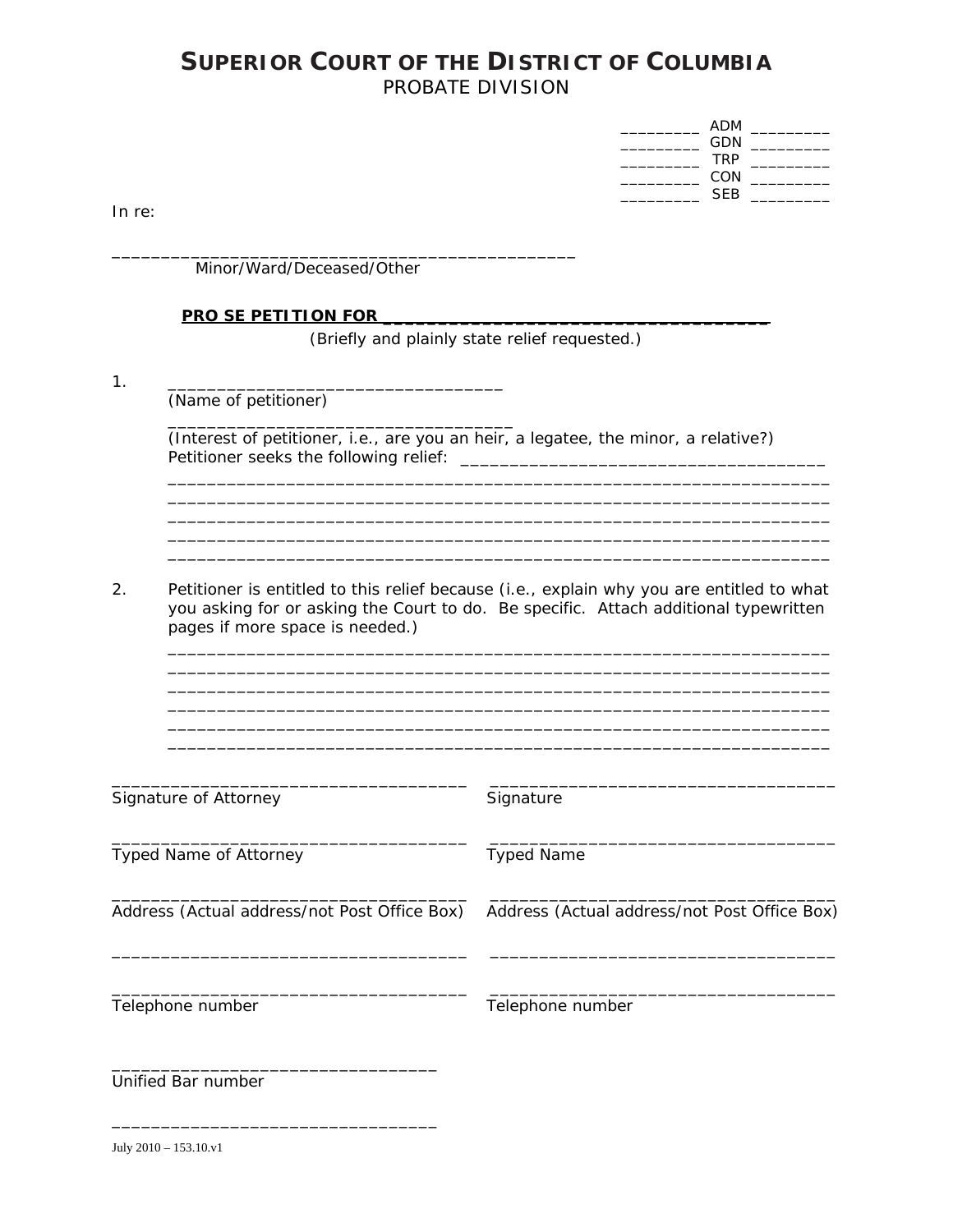# SUPERIOR COURT OF THE DISTRICT OF COLUMBIA
## PROBATE DIVISION

_________ ADM _________
_________ GDN _________
_________ TRP _________
_________ CON _________
_________ SEB _________

In re:

__________________________________________________
Minor/Ward/Deceased/Other

**PRO SE PETITION FOR ______________________________________**
(Briefly and plainly state relief requested.)

1. ____________________________________
   (Name of petitioner)
   ____________________________________
   (Interest of petitioner, i.e., are you an heir, a legatee, the minor, a relative?)
   Petitioner seeks the following relief: _____________________________________
   ______________________________________________________________________
   ______________________________________________________________________
   ______________________________________________________________________
   ______________________________________________________________________
   ______________________________________________________________________

2. Petitioner is entitled to this relief because (i.e., explain why you are entitled to what you asking for or asking the Court to do. Be specific. Attach additional typewritten pages if more space is needed.)
   ______________________________________________________________________
   ______________________________________________________________________
   ______________________________________________________________________
   ______________________________________________________________________
   ______________________________________________________________________
   ______________________________________________________________________

| | |
|---|---|
| ______________________________________ | ______________________________________ |
| Signature of Attorney | Signature |
| ______________________________________ | ______________________________________ |
| Typed Name of Attorney | Typed Name |
| ______________________________________ | ______________________________________ |
| Address (Actual address/not Post Office Box) | Address (Actual address/not Post Office Box) |
| ______________________________________ | ______________________________________ |
| ______________________________________ | ______________________________________ |
| Telephone number | Telephone number |

__________________________________
Unified Bar number

__________________________________

July 2010 – 153.10.v1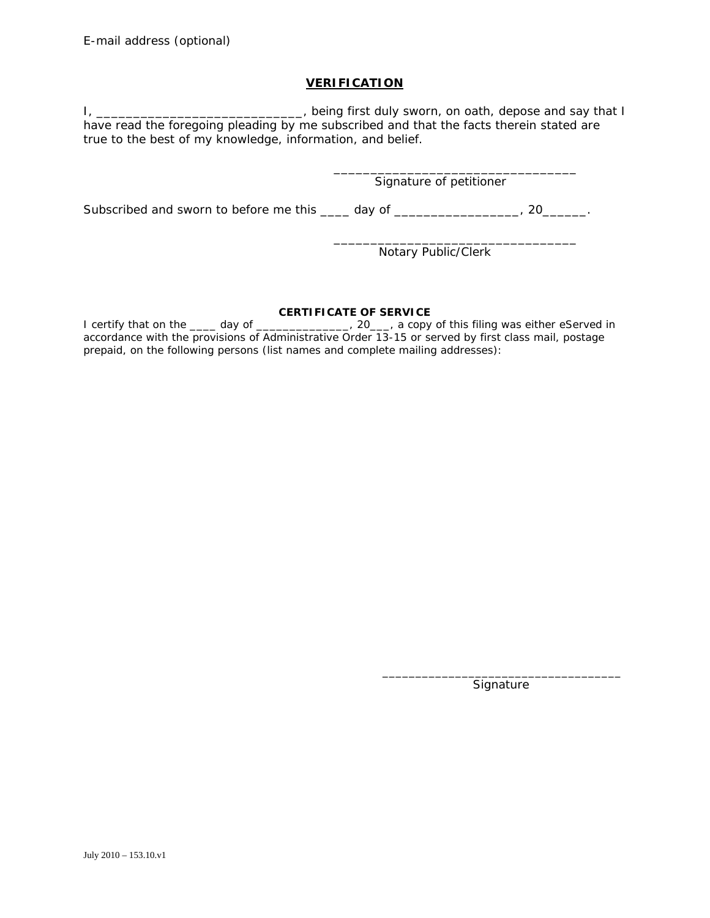E-mail address (optional)

## VERIFICATION

I, _____________________________, being first duly sworn, on oath, depose and say that I have read the foregoing pleading by me subscribed and that the facts therein stated are true to the best of my knowledge, information, and belief.

__________________________________
Signature of petitioner

Subscribed and sworn to before me this ____ day of _________________, 20______.

__________________________________
Notary Public/Clerk

**CERTIFICATE OF SERVICE**

I certify that on the ____ day of ______________, 20___, a copy of this filing was either eServed in accordance with the provisions of Administrative Order 13-15 or served by first class mail, postage prepaid, on the following persons (list names and complete mailing addresses):

__________________________________
Signature

July 2010 – 153.10.v1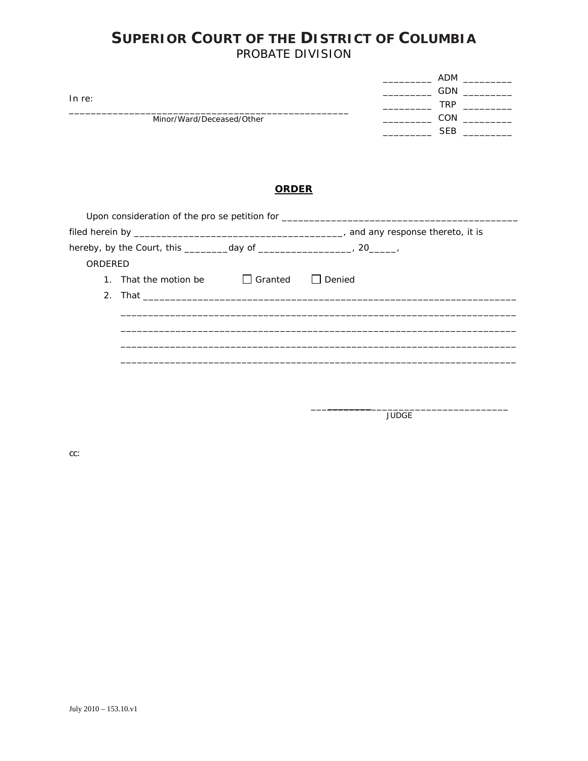# SUPERIOR COURT OF THE DISTRICT OF COLUMBIA
## PROBATE DIVISION

In re:

______________________________________________________
Minor/Ward/Deceased/Other

_________ ADM _________
_________ GDN _________
_________ TRP _________
_________ CON _________
_________ SEB _________

**ORDER**

Upon consideration of the pro se petition for ____________________________________________ filed herein by ______________________________________, and any response thereto, it is hereby, by the Court, this ________day of _________________, 20_____,

ORDERED

1. That the motion be ☐ Granted ☐ Denied
2. That ______________________________________________________________________
   ______________________________________________________________________________
   ______________________________________________________________________________
   ______________________________________________________________________________
   ______________________________________________________________________________

______________________________________
JUDGE

cc:

July 2010 – 153.10.v1